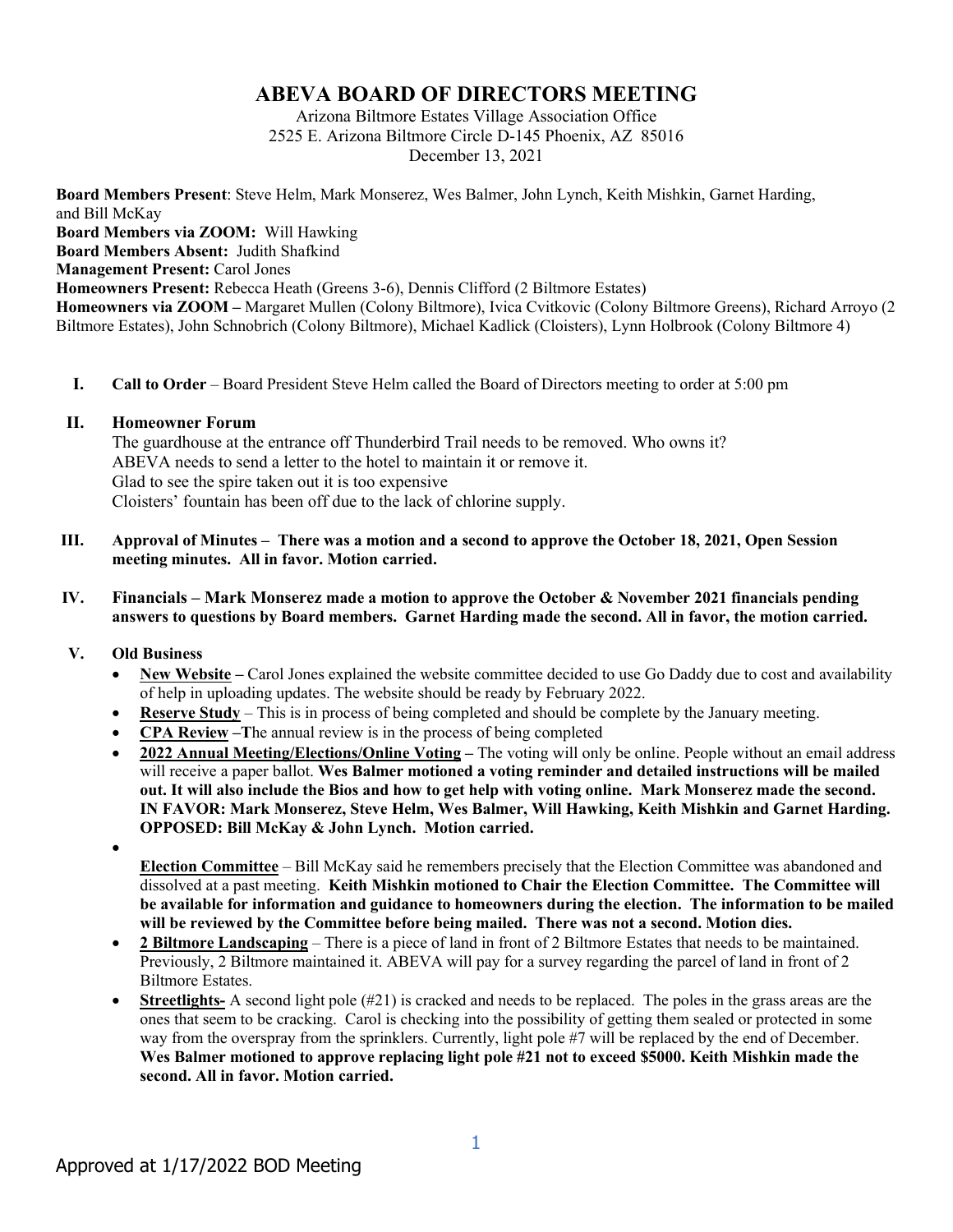# ABEVA BOARD OF DIRECTORS MEETING

Arizona Biltmore Estates Village Association Office
2525 E. Arizona Biltmore Circle D-145 Phoenix, AZ 85016
December 13, 2021

**Board Members Present**: Steve Helm, Mark Monserez, Wes Balmer, John Lynch, Keith Mishkin, Garnet Harding, and Bill McKay
**Board Members via ZOOM:** Will Hawking
**Board Members Absent:** Judith Shafkind
**Management Present:** Carol Jones
**Homeowners Present:** Rebecca Heath (Greens 3-6), Dennis Clifford (2 Biltmore Estates)
**Homeowners via ZOOM –** Margaret Mullen (Colony Biltmore), Ivica Cvitkovic (Colony Biltmore Greens), Richard Arroyo (2 Biltmore Estates), John Schnobrich (Colony Biltmore), Michael Kadlick (Cloisters), Lynn Holbrook (Colony Biltmore 4)

**I. Call to Order** – Board President Steve Helm called the Board of Directors meeting to order at 5:00 pm

**II. Homeowner Forum**
The guardhouse at the entrance off Thunderbird Trail needs to be removed. Who owns it?
ABEVA needs to send a letter to the hotel to maintain it or remove it.
Glad to see the spire taken out it is too expensive
Cloisters' fountain has been off due to the lack of chlorine supply.

**III. Approval of Minutes – There was a motion and a second to approve the October 18, 2021, Open Session meeting minutes. All in favor. Motion carried.**

**IV. Financials – Mark Monserez made a motion to approve the October & November 2021 financials pending answers to questions by Board members. Garnet Harding made the second. All in favor, the motion carried.**

**V. Old Business**

- **New Website –** Carol Jones explained the website committee decided to use Go Daddy due to cost and availability of help in uploading updates. The website should be ready by February 2022.
- **Reserve Study** – This is in process of being completed and should be complete by the January meeting.
- **CPA Review –T**he annual review is in the process of being completed
- **2022 Annual Meeting/Elections/Online Voting –** The voting will only be online. People without an email address will receive a paper ballot. **Wes Balmer motioned a voting reminder and detailed instructions will be mailed out. It will also include the Bios and how to get help with voting online. Mark Monserez made the second. IN FAVOR: Mark Monserez, Steve Helm, Wes Balmer, Will Hawking, Keith Mishkin and Garnet Harding. OPPOSED: Bill McKay & John Lynch. Motion carried.**
- **Election Committee** – Bill McKay said he remembers precisely that the Election Committee was abandoned and dissolved at a past meeting. **Keith Mishkin motioned to Chair the Election Committee. The Committee will be available for information and guidance to homeowners during the election. The information to be mailed will be reviewed by the Committee before being mailed. There was not a second. Motion dies.**
- **2 Biltmore Landscaping** – There is a piece of land in front of 2 Biltmore Estates that needs to be maintained. Previously, 2 Biltmore maintained it. ABEVA will pay for a survey regarding the parcel of land in front of 2 Biltmore Estates.
- **Streetlights-** A second light pole (#21) is cracked and needs to be replaced. The poles in the grass areas are the ones that seem to be cracking. Carol is checking into the possibility of getting them sealed or protected in some way from the overspray from the sprinklers. Currently, light pole #7 will be replaced by the end of December. **Wes Balmer motioned to approve replacing light pole #21 not to exceed $5000. Keith Mishkin made the second. All in favor. Motion carried.**

Approved at 1/17/2022 BOD Meeting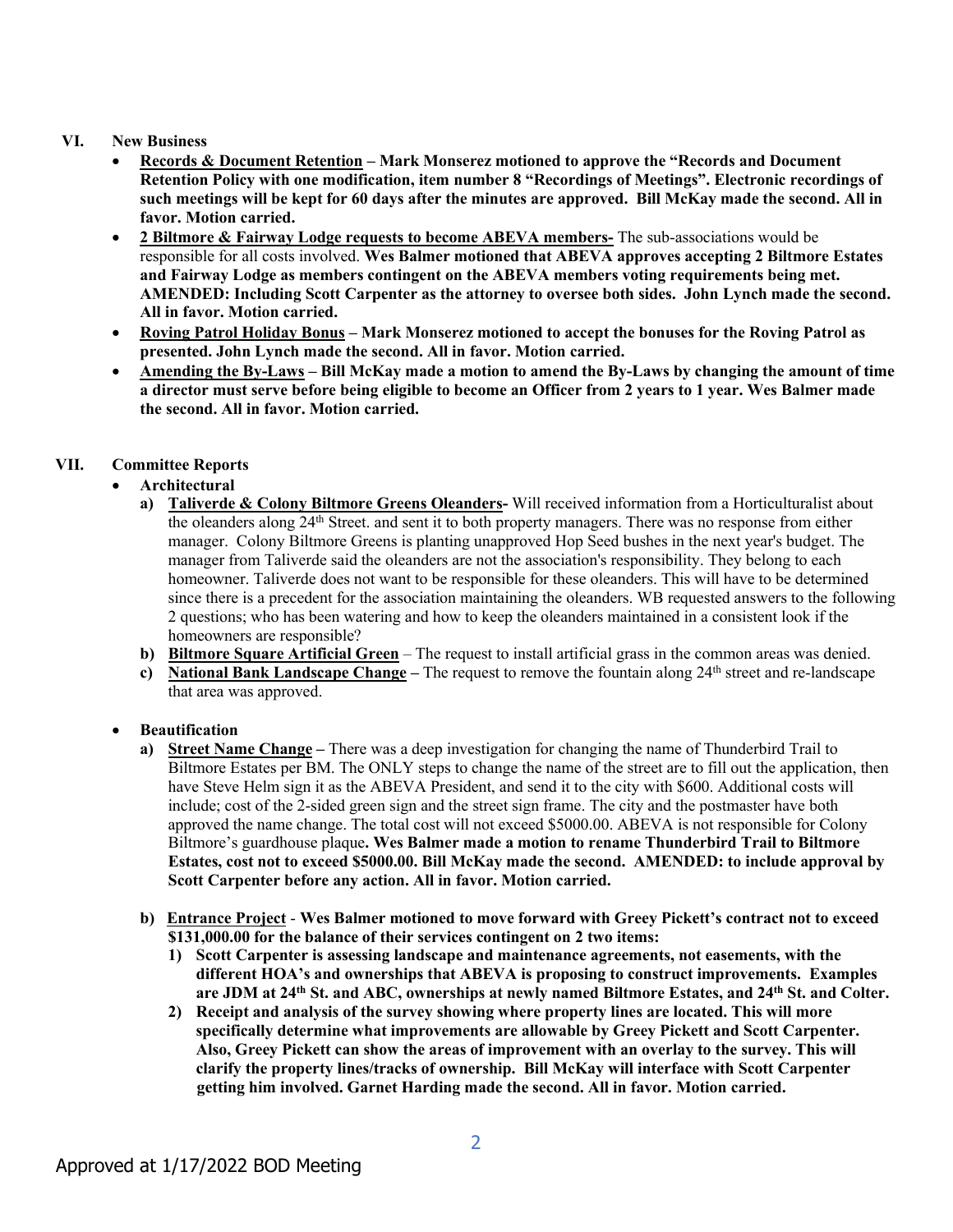## VI. New Business

- **Records & Document Retention – Mark Monserez motioned to approve the "Records and Document Retention Policy with one modification, item number 8 "Recordings of Meetings". Electronic recordings of such meetings will be kept for 60 days after the minutes are approved. Bill McKay made the second. All in favor. Motion carried.**
- **2 Biltmore & Fairway Lodge requests to become ABEVA members-** The sub-associations would be responsible for all costs involved. **Wes Balmer motioned that ABEVA approves accepting 2 Biltmore Estates and Fairway Lodge as members contingent on the ABEVA members voting requirements being met. AMENDED: Including Scott Carpenter as the attorney to oversee both sides. John Lynch made the second. All in favor. Motion carried.**
- **Roving Patrol Holiday Bonus – Mark Monserez motioned to accept the bonuses for the Roving Patrol as presented. John Lynch made the second. All in favor. Motion carried.**
- **Amending the By-Laws – Bill McKay made a motion to amend the By-Laws by changing the amount of time a director must serve before being eligible to become an Officer from 2 years to 1 year. Wes Balmer made the second. All in favor. Motion carried.**

## VII. Committee Reports

- **Architectural**
  - a) **Taliverde & Colony Biltmore Greens Oleanders-** Will received information from a Horticulturalist about the oleanders along 24th Street. and sent it to both property managers. There was no response from either manager. Colony Biltmore Greens is planting unapproved Hop Seed bushes in the next year's budget. The manager from Taliverde said the oleanders are not the association's responsibility. They belong to each homeowner. Taliverde does not want to be responsible for these oleanders. This will have to be determined since there is a precedent for the association maintaining the oleanders. WB requested answers to the following 2 questions; who has been watering and how to keep the oleanders maintained in a consistent look if the homeowners are responsible?
  - b) **Biltmore Square Artificial Green** – The request to install artificial grass in the common areas was denied.
  - c) **National Bank Landscape Change –** The request to remove the fountain along 24th street and re-landscape that area was approved.

- **Beautification**
  - a) **Street Name Change –** There was a deep investigation for changing the name of Thunderbird Trail to Biltmore Estates per BM. The ONLY steps to change the name of the street are to fill out the application, then have Steve Helm sign it as the ABEVA President, and send it to the city with $600. Additional costs will include; cost of the 2-sided green sign and the street sign frame. The city and the postmaster have both approved the name change. The total cost will not exceed $5000.00. ABEVA is not responsible for Colony Biltmore's guardhouse plaque**. Wes Balmer made a motion to rename Thunderbird Trail to Biltmore Estates, cost not to exceed $5000.00. Bill McKay made the second. AMENDED: to include approval by Scott Carpenter before any action. All in favor. Motion carried.**
  - b) **Entrance Project** - **Wes Balmer motioned to move forward with Greey Pickett's contract not to exceed $131,000.00 for the balance of their services contingent on 2 two items:**
    1) **Scott Carpenter is assessing landscape and maintenance agreements, not easements, with the different HOA's and ownerships that ABEVA is proposing to construct improvements. Examples are JDM at 24th St. and ABC, ownerships at newly named Biltmore Estates, and 24th St. and Colter.**
    2) **Receipt and analysis of the survey showing where property lines are located. This will more specifically determine what improvements are allowable by Greey Pickett and Scott Carpenter. Also, Greey Pickett can show the areas of improvement with an overlay to the survey. This will clarify the property lines/tracks of ownership. Bill McKay will interface with Scott Carpenter getting him involved. Garnet Harding made the second. All in favor. Motion carried.**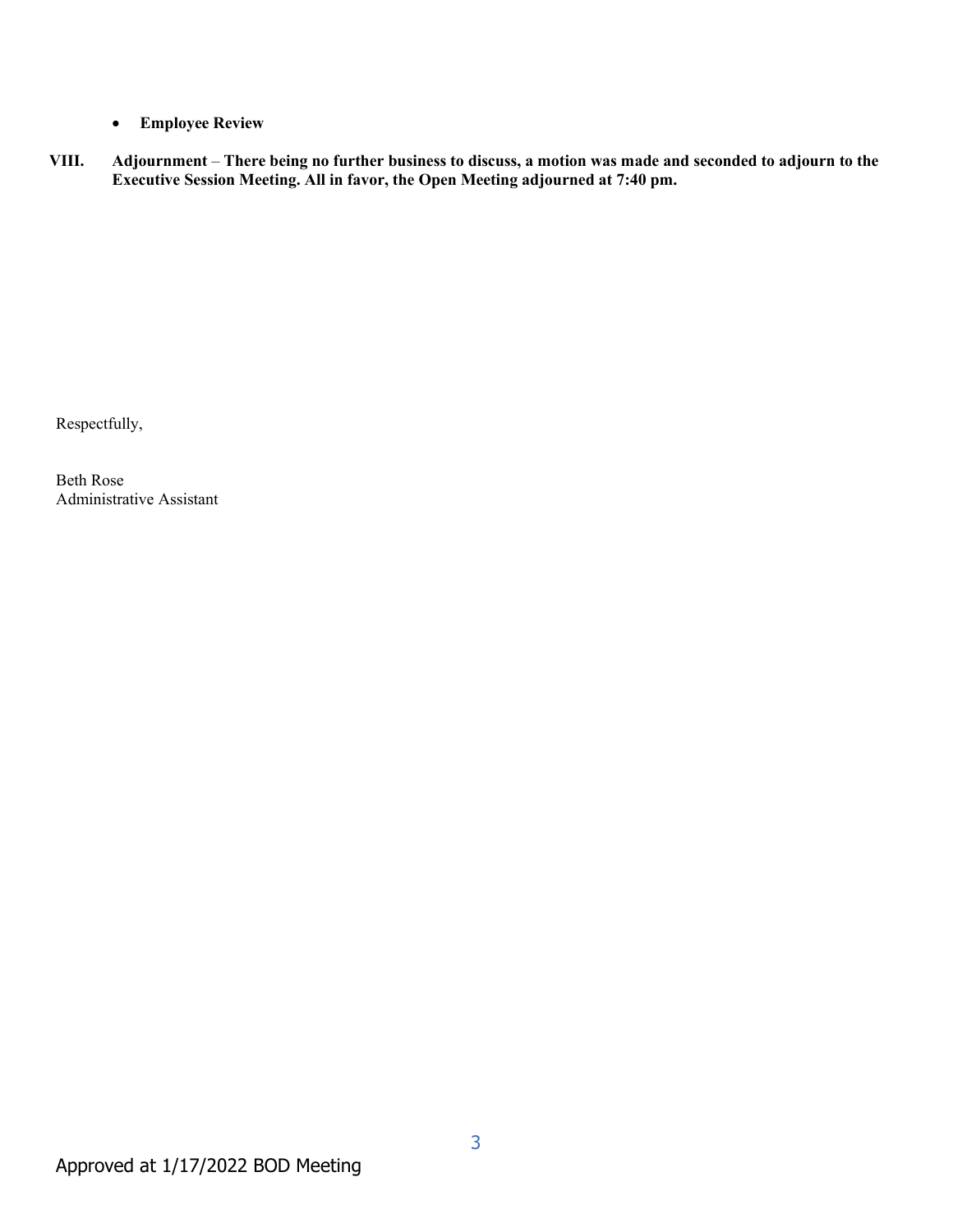- **Employee Review**

**VIII. Adjournment – There being no further business to discuss, a motion was made and seconded to adjourn to the Executive Session Meeting. All in favor, the Open Meeting adjourned at 7:40 pm.**

Respectfully,

Beth Rose
Administrative Assistant

Approved at 1/17/2022 BOD Meeting